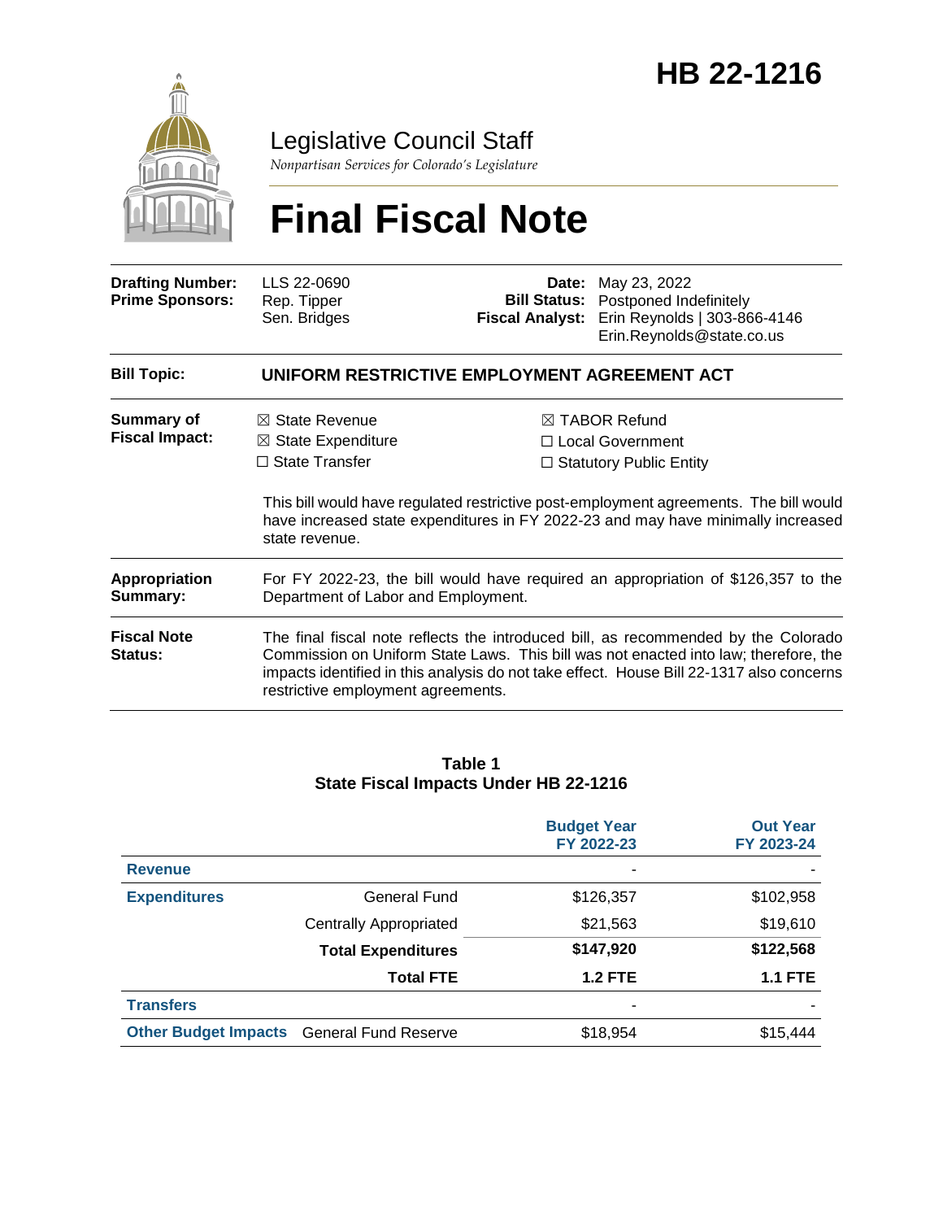# HB 22-1216

Legislative Council Staff

*Nonpartisan Services for Colorado's Legislature*

# Final Fiscal Note

| | | | |
|---|---|---|---|
| **Drafting Number:** | LLS 22-0690 | **Date:** | May 23, 2022 |
| **Prime Sponsors:** | Rep. Tipper<br>Sen. Bridges | **Bill Status:** | Postponed Indefinitely |
| | | **Fiscal Analyst:** | Erin Reynolds \| 303-866-4146<br>Erin.Reynolds@state.co.us |

**Bill Topic:** **UNIFORM RESTRICTIVE EMPLOYMENT AGREEMENT ACT**

**Summary of Fiscal Impact:**

☒ State Revenue
☒ State Expenditure
☐ State Transfer
☒ TABOR Refund
☐ Local Government
☐ Statutory Public Entity

This bill would have regulated restrictive post-employment agreements. The bill would have increased state expenditures in FY 2022-23 and may have minimally increased state revenue.

**Appropriation Summary:** For FY 2022-23, the bill would have required an appropriation of $126,357 to the Department of Labor and Employment.

**Fiscal Note Status:** The final fiscal note reflects the introduced bill, as recommended by the Colorado Commission on Uniform State Laws. This bill was not enacted into law; therefore, the impacts identified in this analysis do not take effect. House Bill 22-1317 also concerns restrictive employment agreements.

**Table 1**
**State Fiscal Impacts Under HB 22-1216**

| | | Budget Year FY 2022-23 | Out Year FY 2023-24 |
|---|---|---|---|
| **Revenue** | | - | - |
| **Expenditures** | General Fund | $126,357 | $102,958 |
| | Centrally Appropriated | $21,563 | $19,610 |
| | **Total Expenditures** | **$147,920** | **$122,568** |
| | **Total FTE** | **1.2 FTE** | **1.1 FTE** |
| **Transfers** | | - | - |
| **Other Budget Impacts** | General Fund Reserve | $18,954 | $15,444 |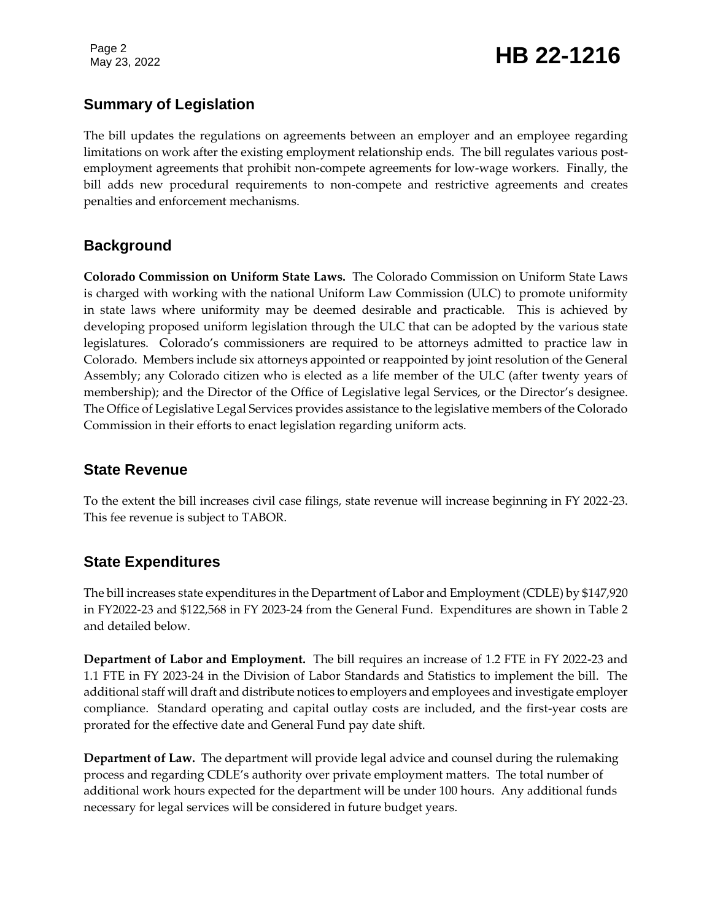## Summary of Legislation

The bill updates the regulations on agreements between an employer and an employee regarding limitations on work after the existing employment relationship ends. The bill regulates various post-employment agreements that prohibit non-compete agreements for low-wage workers. Finally, the bill adds new procedural requirements to non-compete and restrictive agreements and creates penalties and enforcement mechanisms.

## Background

**Colorado Commission on Uniform State Laws.** The Colorado Commission on Uniform State Laws is charged with working with the national Uniform Law Commission (ULC) to promote uniformity in state laws where uniformity may be deemed desirable and practicable. This is achieved by developing proposed uniform legislation through the ULC that can be adopted by the various state legislatures. Colorado's commissioners are required to be attorneys admitted to practice law in Colorado. Members include six attorneys appointed or reappointed by joint resolution of the General Assembly; any Colorado citizen who is elected as a life member of the ULC (after twenty years of membership); and the Director of the Office of Legislative legal Services, or the Director's designee. The Office of Legislative Legal Services provides assistance to the legislative members of the Colorado Commission in their efforts to enact legislation regarding uniform acts.

## State Revenue

To the extent the bill increases civil case filings, state revenue will increase beginning in FY 2022-23. This fee revenue is subject to TABOR.

## State Expenditures

The bill increases state expenditures in the Department of Labor and Employment (CDLE) by $147,920 in FY2022-23 and $122,568 in FY 2023-24 from the General Fund. Expenditures are shown in Table 2 and detailed below.

**Department of Labor and Employment.** The bill requires an increase of 1.2 FTE in FY 2022-23 and 1.1 FTE in FY 2023-24 in the Division of Labor Standards and Statistics to implement the bill. The additional staff will draft and distribute notices to employers and employees and investigate employer compliance. Standard operating and capital outlay costs are included, and the first-year costs are prorated for the effective date and General Fund pay date shift.

**Department of Law.** The department will provide legal advice and counsel during the rulemaking process and regarding CDLE's authority over private employment matters. The total number of additional work hours expected for the department will be under 100 hours. Any additional funds necessary for legal services will be considered in future budget years.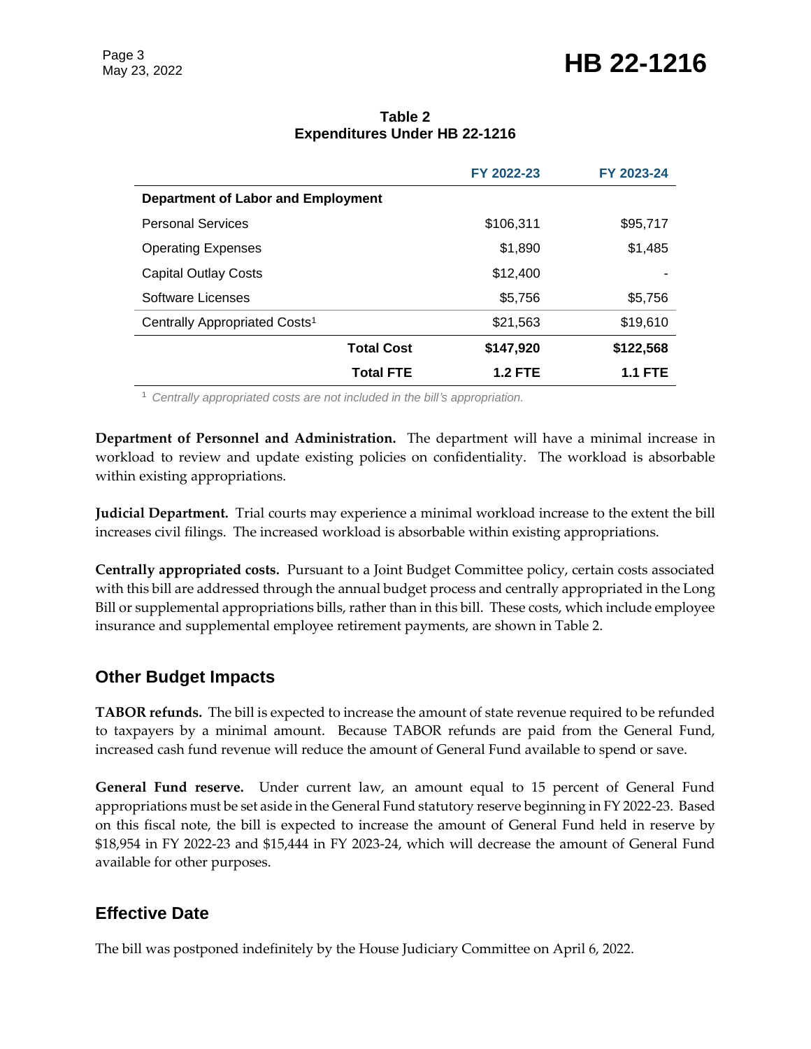**Table 2**
**Expenditures Under HB 22-1216**

| | FY 2022-23 | FY 2023-24 |
|---|---|---|
| **Department of Labor and Employment** | | |
| Personal Services | $106,311 | $95,717 |
| Operating Expenses | $1,890 | $1,485 |
| Capital Outlay Costs | $12,400 | - |
| Software Licenses | $5,756 | $5,756 |
| Centrally Appropriated Costs[1] | $21,563 | $19,610 |
| **Total Cost** | **$147,920** | **$122,568** |
| **Total FTE** | **1.2 FTE** | **1.1 FTE** |

[1] *Centrally appropriated costs are not included in the bill's appropriation.*

**Department of Personnel and Administration.** The department will have a minimal increase in workload to review and update existing policies on confidentiality. The workload is absorbable within existing appropriations.

**Judicial Department.** Trial courts may experience a minimal workload increase to the extent the bill increases civil filings. The increased workload is absorbable within existing appropriations.

**Centrally appropriated costs.** Pursuant to a Joint Budget Committee policy, certain costs associated with this bill are addressed through the annual budget process and centrally appropriated in the Long Bill or supplemental appropriations bills, rather than in this bill. These costs, which include employee insurance and supplemental employee retirement payments, are shown in Table 2.

## Other Budget Impacts

**TABOR refunds.** The bill is expected to increase the amount of state revenue required to be refunded to taxpayers by a minimal amount. Because TABOR refunds are paid from the General Fund, increased cash fund revenue will reduce the amount of General Fund available to spend or save.

**General Fund reserve.** Under current law, an amount equal to 15 percent of General Fund appropriations must be set aside in the General Fund statutory reserve beginning in FY 2022-23. Based on this fiscal note, the bill is expected to increase the amount of General Fund held in reserve by $18,954 in FY 2022-23 and $15,444 in FY 2023-24, which will decrease the amount of General Fund available for other purposes.

## Effective Date

The bill was postponed indefinitely by the House Judiciary Committee on April 6, 2022.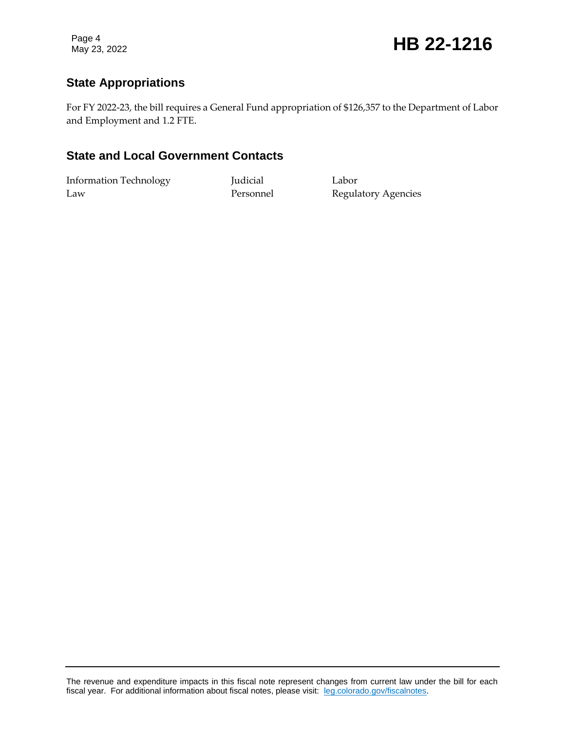## State Appropriations

For FY 2022-23, the bill requires a General Fund appropriation of $126,357 to the Department of Labor and Employment and 1.2 FTE.

## State and Local Government Contacts

| | | |
|---|---|---|
| Information Technology | Judicial | Labor |
| Law | Personnel | Regulatory Agencies |

The revenue and expenditure impacts in this fiscal note represent changes from current law under the bill for each fiscal year. For additional information about fiscal notes, please visit: leg.colorado.gov/fiscalnotes.